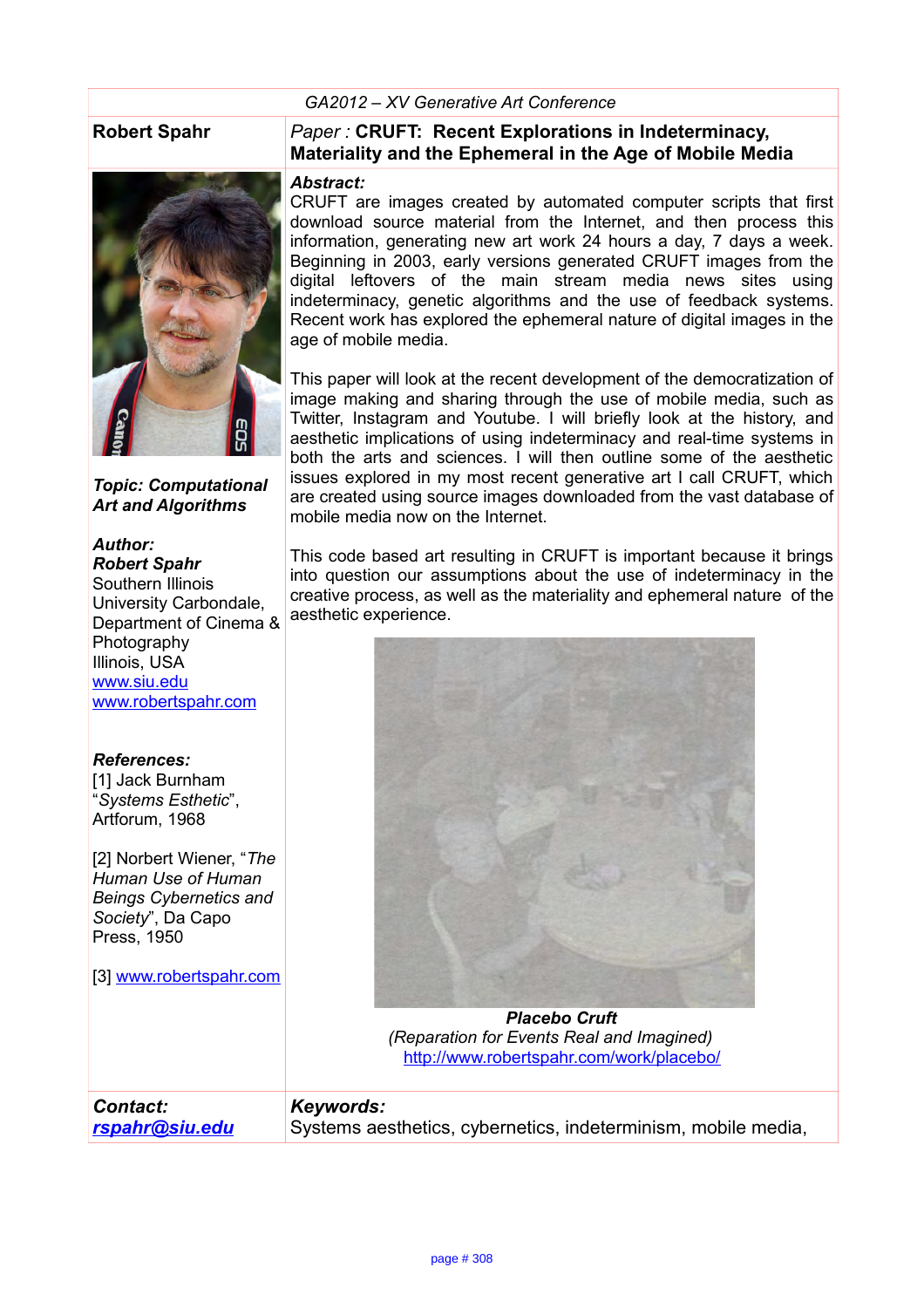GA2012 – XV Generative Art Conference

**Robert Spahr**

*Paper :* **CRUFT: Recent Explorations in Indeterminacy, Materiality and the Ephemeral in the Age of Mobile Media**

***Topic: Computational Art and Algorithms***

***Author:***
***Robert Spahr***
Southern Illinois University Carbondale, Department of Cinema & Photography
Illinois, USA
www.siu.edu
www.robertspahr.com

***References:***

[1] Jack Burnham "*Systems Esthetic*", Artforum, 1968

[2] Norbert Wiener, "*The Human Use of Human Beings Cybernetics and Society*", Da Capo Press, 1950

[3] www.robertspahr.com

***Abstract:***

CRUFT are images created by automated computer scripts that first download source material from the Internet, and then process this information, generating new art work 24 hours a day, 7 days a week. Beginning in 2003, early versions generated CRUFT images from the digital leftovers of the main stream media news sites using indeterminacy, genetic algorithms and the use of feedback systems. Recent work has explored the ephemeral nature of digital images in the age of mobile media.

This paper will look at the recent development of the democratization of image making and sharing through the use of mobile media, such as Twitter, Instagram and Youtube. I will briefly look at the history, and aesthetic implications of using indeterminacy and real-time systems in both the arts and sciences. I will then outline some of the aesthetic issues explored in my most recent generative art I call CRUFT, which are created using source images downloaded from the vast database of mobile media now on the Internet.

This code based art resulting in CRUFT is important because it brings into question our assumptions about the use of indeterminacy in the creative process, as well as the materiality and ephemeral nature of the aesthetic experience.

***Placebo Cruft***
*(Reparation for Events Real and Imagined)*
http://www.robertspahr.com/work/placebo/

***Contact:***
***rspahr@siu.edu***

***Keywords:***
Systems aesthetics, cybernetics, indeterminism, mobile media,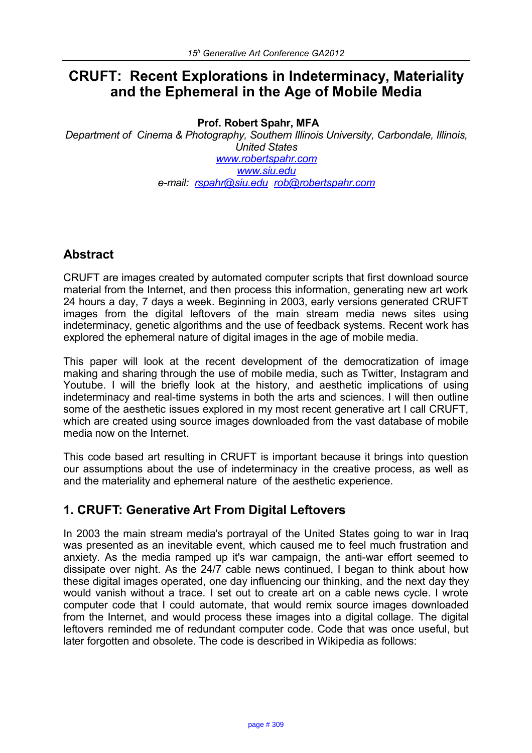# CRUFT: Recent Explorations in Indeterminacy, Materiality and the Ephemeral in the Age of Mobile Media

**Prof. Robert Spahr, MFA**

*Department of Cinema & Photography, Southern Illinois University, Carbondale, Illinois, United States*
*www.robertspahr.com*
*www.siu.edu*
*e-mail: rspahr@siu.edu rob@robertspahr.com*

## Abstract

CRUFT are images created by automated computer scripts that first download source material from the Internet, and then process this information, generating new art work 24 hours a day, 7 days a week. Beginning in 2003, early versions generated CRUFT images from the digital leftovers of the main stream media news sites using indeterminacy, genetic algorithms and the use of feedback systems. Recent work has explored the ephemeral nature of digital images in the age of mobile media.

This paper will look at the recent development of the democratization of image making and sharing through the use of mobile media, such as Twitter, Instagram and Youtube. I will the briefly look at the history, and aesthetic implications of using indeterminacy and real-time systems in both the arts and sciences. I will then outline some of the aesthetic issues explored in my most recent generative art I call CRUFT, which are created using source images downloaded from the vast database of mobile media now on the Internet.

This code based art resulting in CRUFT is important because it brings into question our assumptions about the use of indeterminacy in the creative process, as well as and the materiality and ephemeral nature of the aesthetic experience.

## 1. CRUFT: Generative Art From Digital Leftovers

In 2003 the main stream media's portrayal of the United States going to war in Iraq was presented as an inevitable event, which caused me to feel much frustration and anxiety. As the media ramped up it's war campaign, the anti-war effort seemed to dissipate over night. As the 24/7 cable news continued, I began to think about how these digital images operated, one day influencing our thinking, and the next day they would vanish without a trace. I set out to create art on a cable news cycle. I wrote computer code that I could automate, that would remix source images downloaded from the Internet, and would process these images into a digital collage. The digital leftovers reminded me of redundant computer code. Code that was once useful, but later forgotten and obsolete. The code is described in Wikipedia as follows: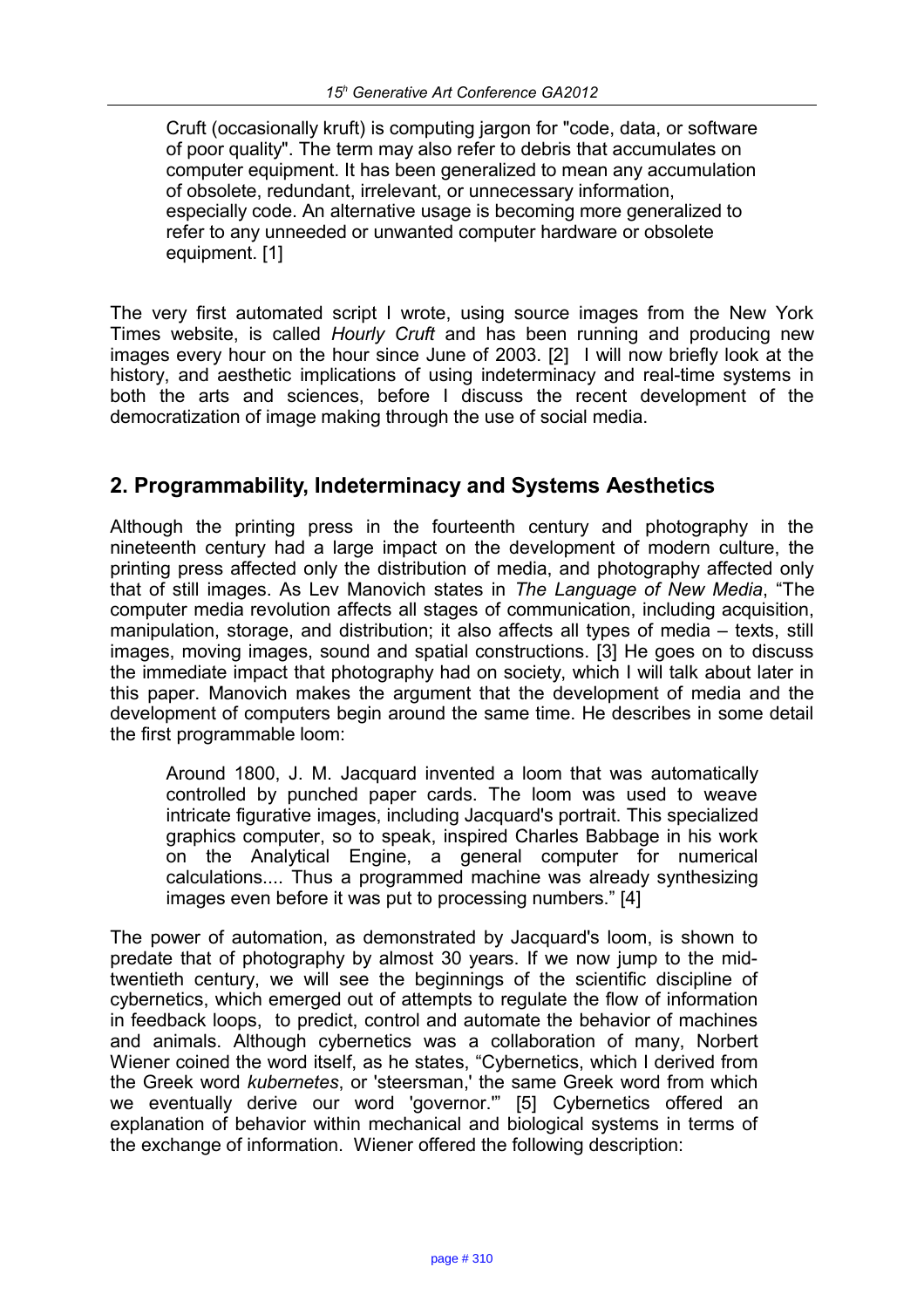> Cruft (occasionally kruft) is computing jargon for "code, data, or software of poor quality". The term may also refer to debris that accumulates on computer equipment. It has been generalized to mean any accumulation of obsolete, redundant, irrelevant, or unnecessary information, especially code. An alternative usage is becoming more generalized to refer to any unneeded or unwanted computer hardware or obsolete equipment. [1]

The very first automated script I wrote, using source images from the New York Times website, is called *Hourly Cruft* and has been running and producing new images every hour on the hour since June of 2003. [2] I will now briefly look at the history, and aesthetic implications of using indeterminacy and real-time systems in both the arts and sciences, before I discuss the recent development of the democratization of image making through the use of social media.

## 2. Programmability, Indeterminacy and Systems Aesthetics

Although the printing press in the fourteenth century and photography in the nineteenth century had a large impact on the development of modern culture, the printing press affected only the distribution of media, and photography affected only that of still images. As Lev Manovich states in *The Language of New Media*, "The computer media revolution affects all stages of communication, including acquisition, manipulation, storage, and distribution; it also affects all types of media – texts, still images, moving images, sound and spatial constructions. [3] He goes on to discuss the immediate impact that photography had on society, which I will talk about later in this paper. Manovich makes the argument that the development of media and the development of computers begin around the same time. He describes in some detail the first programmable loom:

> Around 1800, J. M. Jacquard invented a loom that was automatically controlled by punched paper cards. The loom was used to weave intricate figurative images, including Jacquard's portrait. This specialized graphics computer, so to speak, inspired Charles Babbage in his work on the Analytical Engine, a general computer for numerical calculations.... Thus a programmed machine was already synthesizing images even before it was put to processing numbers." [4]

The power of automation, as demonstrated by Jacquard's loom, is shown to predate that of photography by almost 30 years. If we now jump to the mid-twentieth century, we will see the beginnings of the scientific discipline of cybernetics, which emerged out of attempts to regulate the flow of information in feedback loops, to predict, control and automate the behavior of machines and animals. Although cybernetics was a collaboration of many, Norbert Wiener coined the word itself, as he states, "Cybernetics, which I derived from the Greek word *kubernetes*, or 'steersman,' the same Greek word from which we eventually derive our word 'governor.'" [5] Cybernetics offered an explanation of behavior within mechanical and biological systems in terms of the exchange of information. Wiener offered the following description: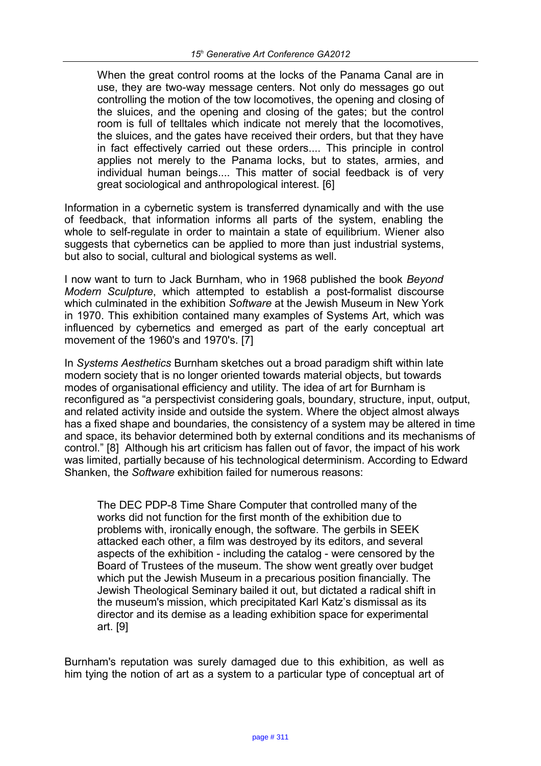> When the great control rooms at the locks of the Panama Canal are in use, they are two-way message centers. Not only do messages go out controlling the motion of the tow locomotives, the opening and closing of the sluices, and the opening and closing of the gates; but the control room is full of telltales which indicate not merely that the locomotives, the sluices, and the gates have received their orders, but that they have in fact effectively carried out these orders.... This principle in control applies not merely to the Panama locks, but to states, armies, and individual human beings.... This matter of social feedback is of very great sociological and anthropological interest. [6]

Information in a cybernetic system is transferred dynamically and with the use of feedback, that information informs all parts of the system, enabling the whole to self-regulate in order to maintain a state of equilibrium. Wiener also suggests that cybernetics can be applied to more than just industrial systems, but also to social, cultural and biological systems as well.

I now want to turn to Jack Burnham, who in 1968 published the book *Beyond Modern Sculpture*, which attempted to establish a post-formalist discourse which culminated in the exhibition *Software* at the Jewish Museum in New York in 1970. This exhibition contained many examples of Systems Art, which was influenced by cybernetics and emerged as part of the early conceptual art movement of the 1960's and 1970's. [7]

In *Systems Aesthetics* Burnham sketches out a broad paradigm shift within late modern society that is no longer oriented towards material objects, but towards modes of organisational efficiency and utility. The idea of art for Burnham is reconfigured as "a perspectivist considering goals, boundary, structure, input, output, and related activity inside and outside the system. Where the object almost always has a fixed shape and boundaries, the consistency of a system may be altered in time and space, its behavior determined both by external conditions and its mechanisms of control." [8] Although his art criticism has fallen out of favor, the impact of his work was limited, partially because of his technological determinism. According to Edward Shanken, the *Software* exhibition failed for numerous reasons:

> The DEC PDP-8 Time Share Computer that controlled many of the works did not function for the first month of the exhibition due to problems with, ironically enough, the software. The gerbils in SEEK attacked each other, a film was destroyed by its editors, and several aspects of the exhibition - including the catalog - were censored by the Board of Trustees of the museum. The show went greatly over budget which put the Jewish Museum in a precarious position financially. The Jewish Theological Seminary bailed it out, but dictated a radical shift in the museum's mission, which precipitated Karl Katz's dismissal as its director and its demise as a leading exhibition space for experimental art. [9]

Burnham's reputation was surely damaged due to this exhibition, as well as him tying the notion of art as a system to a particular type of conceptual art of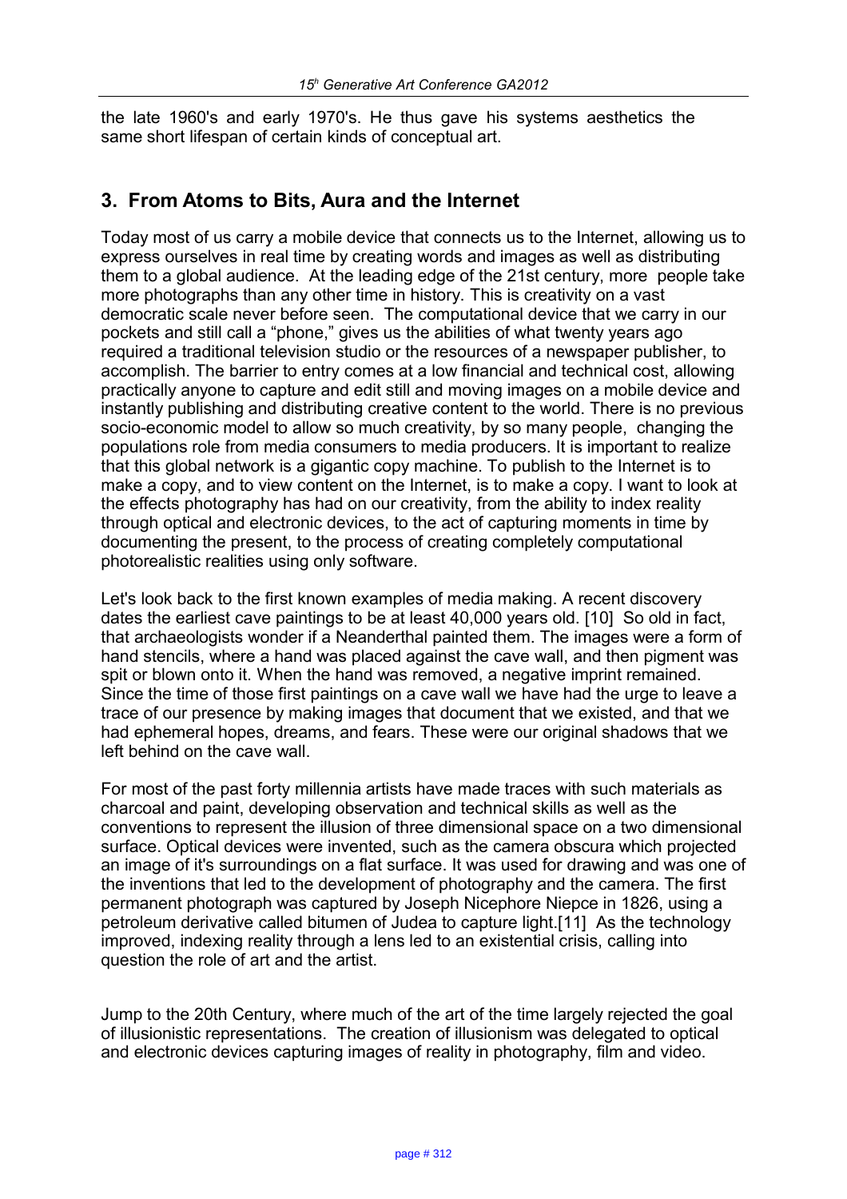the late 1960's and early 1970's. He thus gave his systems aesthetics the same short lifespan of certain kinds of conceptual art.

## 3. From Atoms to Bits, Aura and the Internet

Today most of us carry a mobile device that connects us to the Internet, allowing us to express ourselves in real time by creating words and images as well as distributing them to a global audience. At the leading edge of the 21st century, more people take more photographs than any other time in history. This is creativity on a vast democratic scale never before seen. The computational device that we carry in our pockets and still call a "phone," gives us the abilities of what twenty years ago required a traditional television studio or the resources of a newspaper publisher, to accomplish. The barrier to entry comes at a low financial and technical cost, allowing practically anyone to capture and edit still and moving images on a mobile device and instantly publishing and distributing creative content to the world. There is no previous socio-economic model to allow so much creativity, by so many people, changing the populations role from media consumers to media producers. It is important to realize that this global network is a gigantic copy machine. To publish to the Internet is to make a copy, and to view content on the Internet, is to make a copy. I want to look at the effects photography has had on our creativity, from the ability to index reality through optical and electronic devices, to the act of capturing moments in time by documenting the present, to the process of creating completely computational photorealistic realities using only software.

Let's look back to the first known examples of media making. A recent discovery dates the earliest cave paintings to be at least 40,000 years old. [10] So old in fact, that archaeologists wonder if a Neanderthal painted them. The images were a form of hand stencils, where a hand was placed against the cave wall, and then pigment was spit or blown onto it. When the hand was removed, a negative imprint remained. Since the time of those first paintings on a cave wall we have had the urge to leave a trace of our presence by making images that document that we existed, and that we had ephemeral hopes, dreams, and fears. These were our original shadows that we left behind on the cave wall.

For most of the past forty millennia artists have made traces with such materials as charcoal and paint, developing observation and technical skills as well as the conventions to represent the illusion of three dimensional space on a two dimensional surface. Optical devices were invented, such as the camera obscura which projected an image of it's surroundings on a flat surface. It was used for drawing and was one of the inventions that led to the development of photography and the camera. The first permanent photograph was captured by Joseph Nicephore Niepce in 1826, using a petroleum derivative called bitumen of Judea to capture light.[11] As the technology improved, indexing reality through a lens led to an existential crisis, calling into question the role of art and the artist.

Jump to the 20th Century, where much of the art of the time largely rejected the goal of illusionistic representations. The creation of illusionism was delegated to optical and electronic devices capturing images of reality in photography, film and video.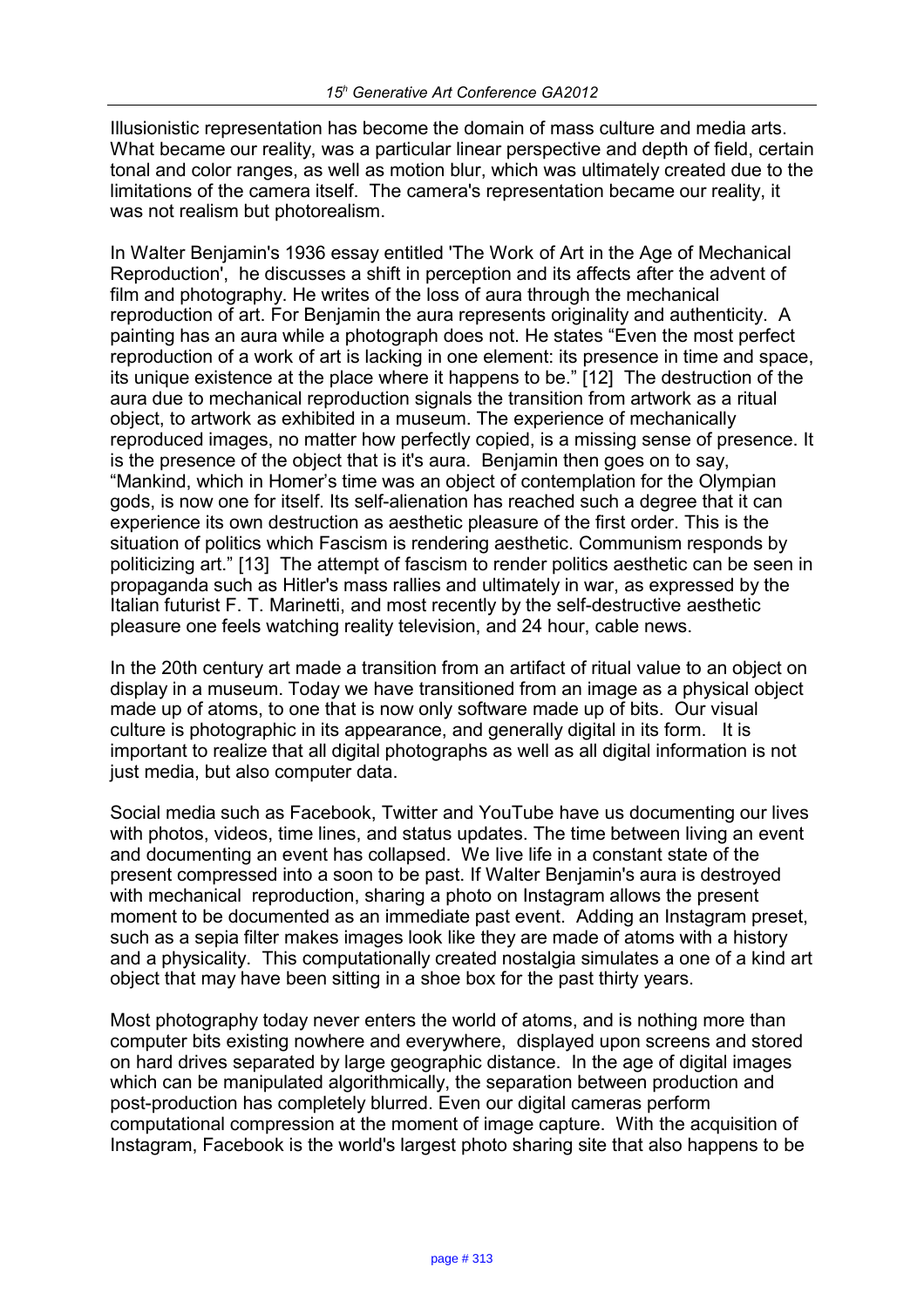Illusionistic representation has become the domain of mass culture and media arts. What became our reality, was a particular linear perspective and depth of field, certain tonal and color ranges, as well as motion blur, which was ultimately created due to the limitations of the camera itself. The camera's representation became our reality, it was not realism but photorealism.

In Walter Benjamin's 1936 essay entitled 'The Work of Art in the Age of Mechanical Reproduction', he discusses a shift in perception and its affects after the advent of film and photography. He writes of the loss of aura through the mechanical reproduction of art. For Benjamin the aura represents originality and authenticity. A painting has an aura while a photograph does not. He states "Even the most perfect reproduction of a work of art is lacking in one element: its presence in time and space, its unique existence at the place where it happens to be." [12] The destruction of the aura due to mechanical reproduction signals the transition from artwork as a ritual object, to artwork as exhibited in a museum. The experience of mechanically reproduced images, no matter how perfectly copied, is a missing sense of presence. It is the presence of the object that is it's aura. Benjamin then goes on to say, "Mankind, which in Homer's time was an object of contemplation for the Olympian gods, is now one for itself. Its self-alienation has reached such a degree that it can experience its own destruction as aesthetic pleasure of the first order. This is the situation of politics which Fascism is rendering aesthetic. Communism responds by politicizing art." [13] The attempt of fascism to render politics aesthetic can be seen in propaganda such as Hitler's mass rallies and ultimately in war, as expressed by the Italian futurist F. T. Marinetti, and most recently by the self-destructive aesthetic pleasure one feels watching reality television, and 24 hour, cable news.

In the 20th century art made a transition from an artifact of ritual value to an object on display in a museum. Today we have transitioned from an image as a physical object made up of atoms, to one that is now only software made up of bits. Our visual culture is photographic in its appearance, and generally digital in its form. It is important to realize that all digital photographs as well as all digital information is not just media, but also computer data.

Social media such as Facebook, Twitter and YouTube have us documenting our lives with photos, videos, time lines, and status updates. The time between living an event and documenting an event has collapsed. We live life in a constant state of the present compressed into a soon to be past. If Walter Benjamin's aura is destroyed with mechanical reproduction, sharing a photo on Instagram allows the present moment to be documented as an immediate past event. Adding an Instagram preset, such as a sepia filter makes images look like they are made of atoms with a history and a physicality. This computationally created nostalgia simulates a one of a kind art object that may have been sitting in a shoe box for the past thirty years.

Most photography today never enters the world of atoms, and is nothing more than computer bits existing nowhere and everywhere, displayed upon screens and stored on hard drives separated by large geographic distance. In the age of digital images which can be manipulated algorithmically, the separation between production and post-production has completely blurred. Even our digital cameras perform computational compression at the moment of image capture. With the acquisition of Instagram, Facebook is the world's largest photo sharing site that also happens to be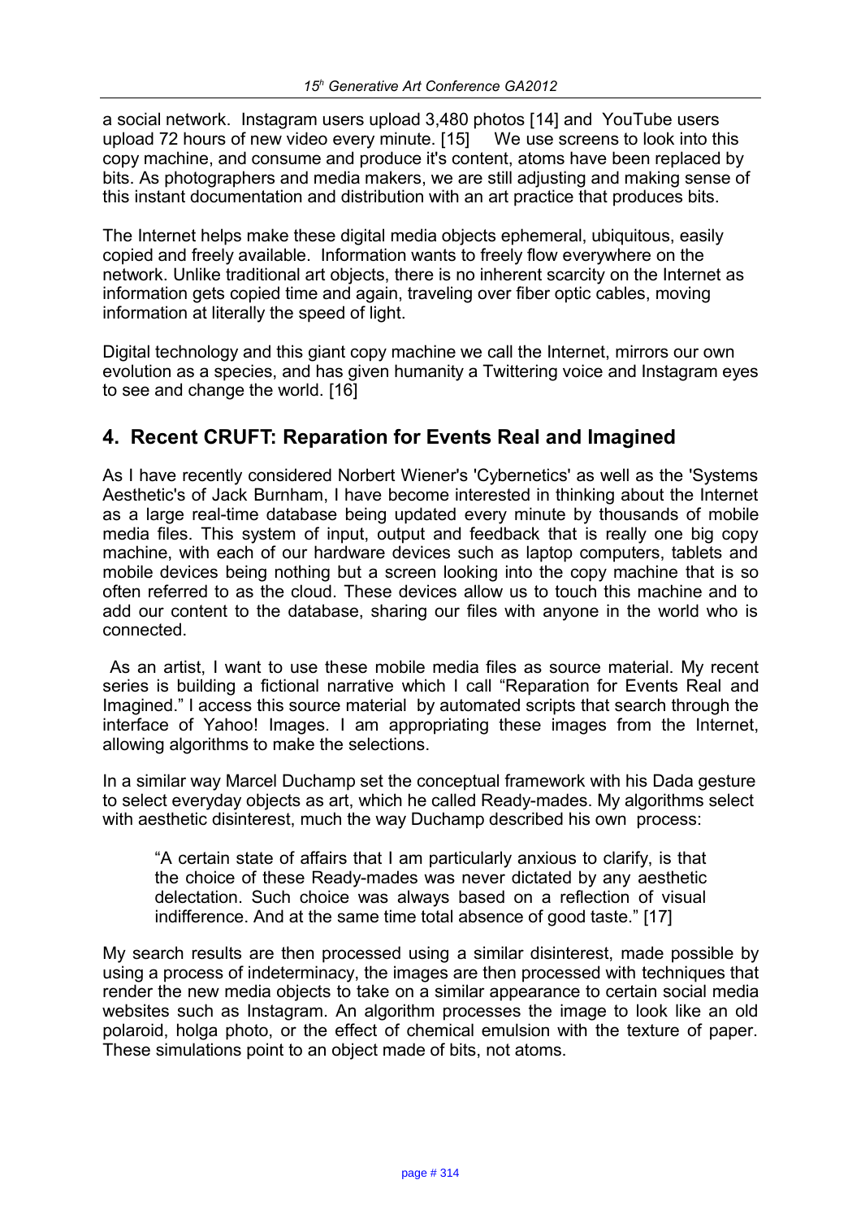a social network. Instagram users upload 3,480 photos [14] and YouTube users upload 72 hours of new video every minute. [15] We use screens to look into this copy machine, and consume and produce it's content, atoms have been replaced by bits. As photographers and media makers, we are still adjusting and making sense of this instant documentation and distribution with an art practice that produces bits.

The Internet helps make these digital media objects ephemeral, ubiquitous, easily copied and freely available. Information wants to freely flow everywhere on the network. Unlike traditional art objects, there is no inherent scarcity on the Internet as information gets copied time and again, traveling over fiber optic cables, moving information at literally the speed of light.

Digital technology and this giant copy machine we call the Internet, mirrors our own evolution as a species, and has given humanity a Twittering voice and Instagram eyes to see and change the world. [16]

## 4. Recent CRUFT: Reparation for Events Real and Imagined

As I have recently considered Norbert Wiener's 'Cybernetics' as well as the 'Systems Aesthetic's of Jack Burnham, I have become interested in thinking about the Internet as a large real-time database being updated every minute by thousands of mobile media files. This system of input, output and feedback that is really one big copy machine, with each of our hardware devices such as laptop computers, tablets and mobile devices being nothing but a screen looking into the copy machine that is so often referred to as the cloud. These devices allow us to touch this machine and to add our content to the database, sharing our files with anyone in the world who is connected.

As an artist, I want to use these mobile media files as source material. My recent series is building a fictional narrative which I call "Reparation for Events Real and Imagined." I access this source material by automated scripts that search through the interface of Yahoo! Images. I am appropriating these images from the Internet, allowing algorithms to make the selections.

In a similar way Marcel Duchamp set the conceptual framework with his Dada gesture to select everyday objects as art, which he called Ready-mades. My algorithms select with aesthetic disinterest, much the way Duchamp described his own process:

> "A certain state of affairs that I am particularly anxious to clarify, is that the choice of these Ready-mades was never dictated by any aesthetic delectation. Such choice was always based on a reflection of visual indifference. And at the same time total absence of good taste." [17]

My search results are then processed using a similar disinterest, made possible by using a process of indeterminacy, the images are then processed with techniques that render the new media objects to take on a similar appearance to certain social media websites such as Instagram. An algorithm processes the image to look like an old polaroid, holga photo, or the effect of chemical emulsion with the texture of paper. These simulations point to an object made of bits, not atoms.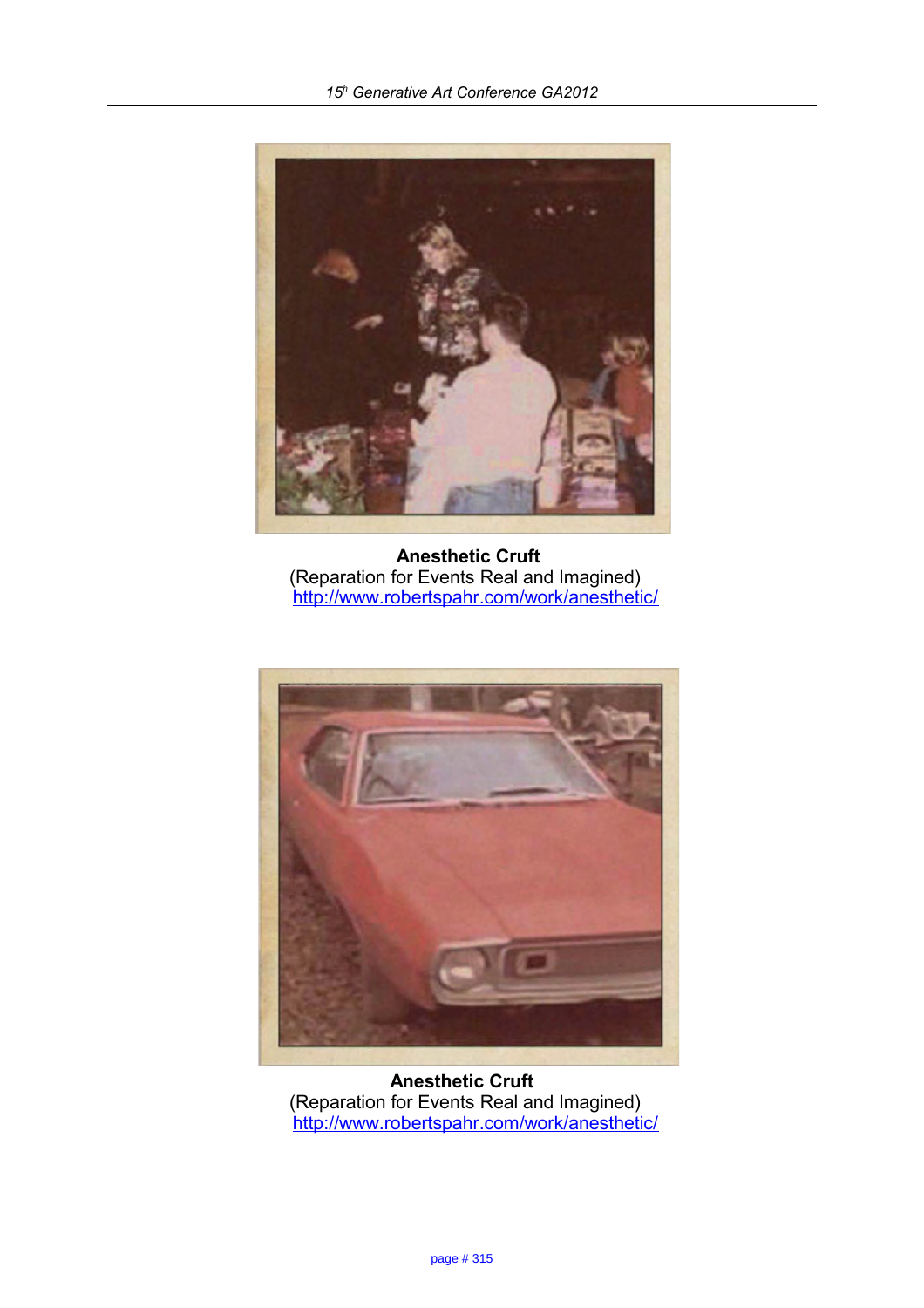**Anesthetic Cruft**
(Reparation for Events Real and Imagined)
http://www.robertspahr.com/work/anesthetic/

**Anesthetic Cruft**
(Reparation for Events Real and Imagined)
http://www.robertspahr.com/work/anesthetic/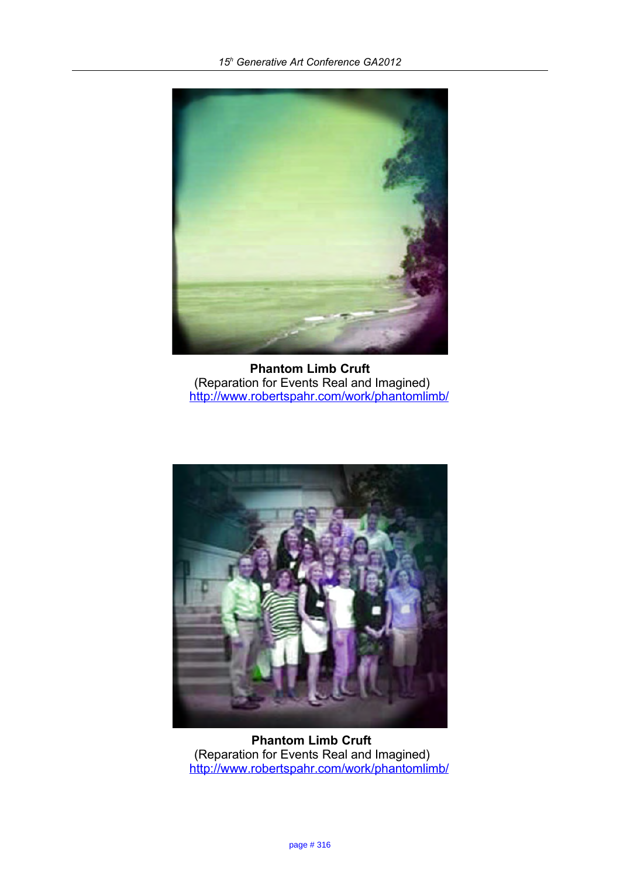**Phantom Limb Cruft**
(Reparation for Events Real and Imagined)
http://www.robertspahr.com/work/phantomlimb/

**Phantom Limb Cruft**
(Reparation for Events Real and Imagined)
http://www.robertspahr.com/work/phantomlimb/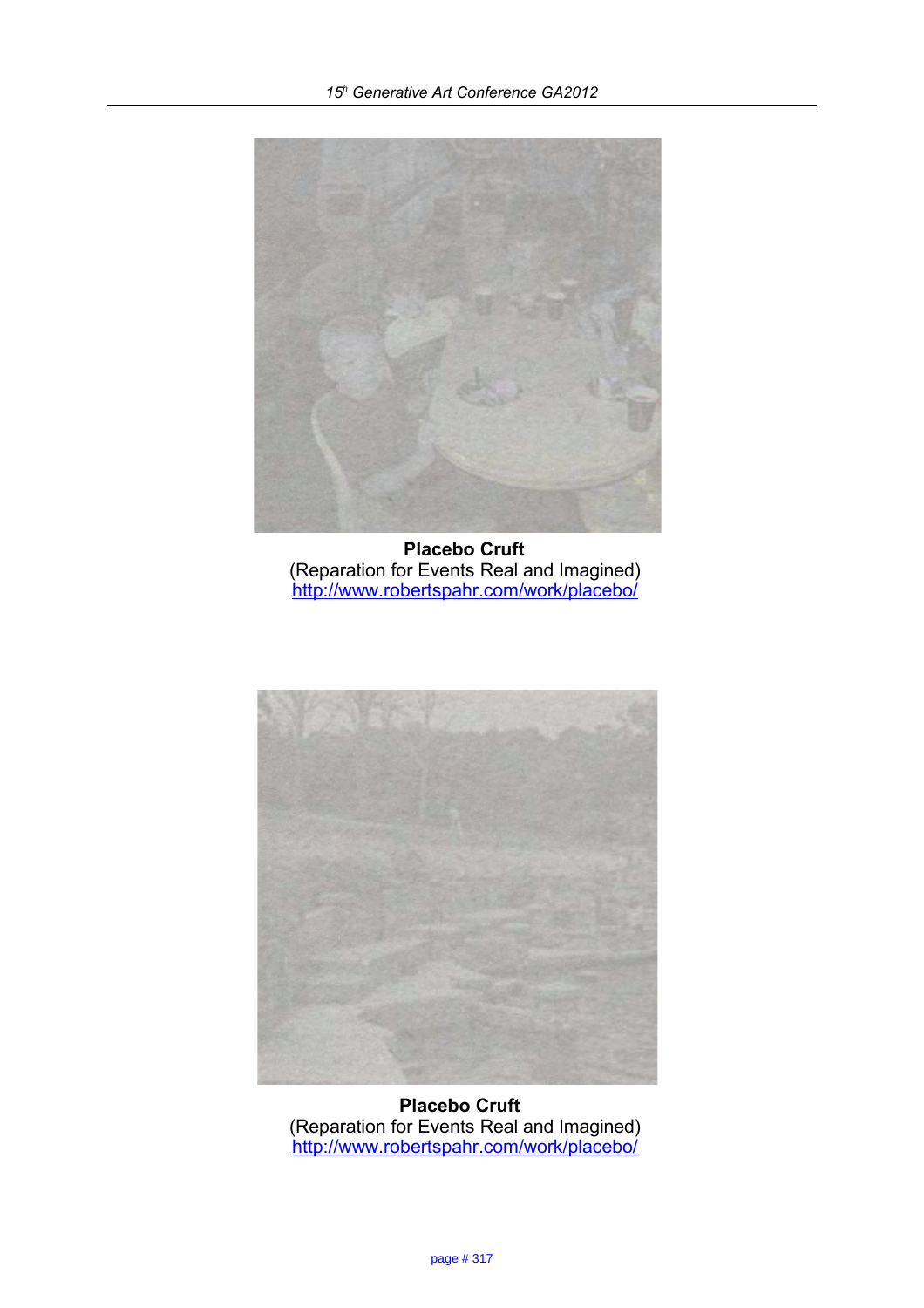**Placebo Cruft**
(Reparation for Events Real and Imagined)
http://www.robertspahr.com/work/placebo/

**Placebo Cruft**
(Reparation for Events Real and Imagined)
http://www.robertspahr.com/work/placebo/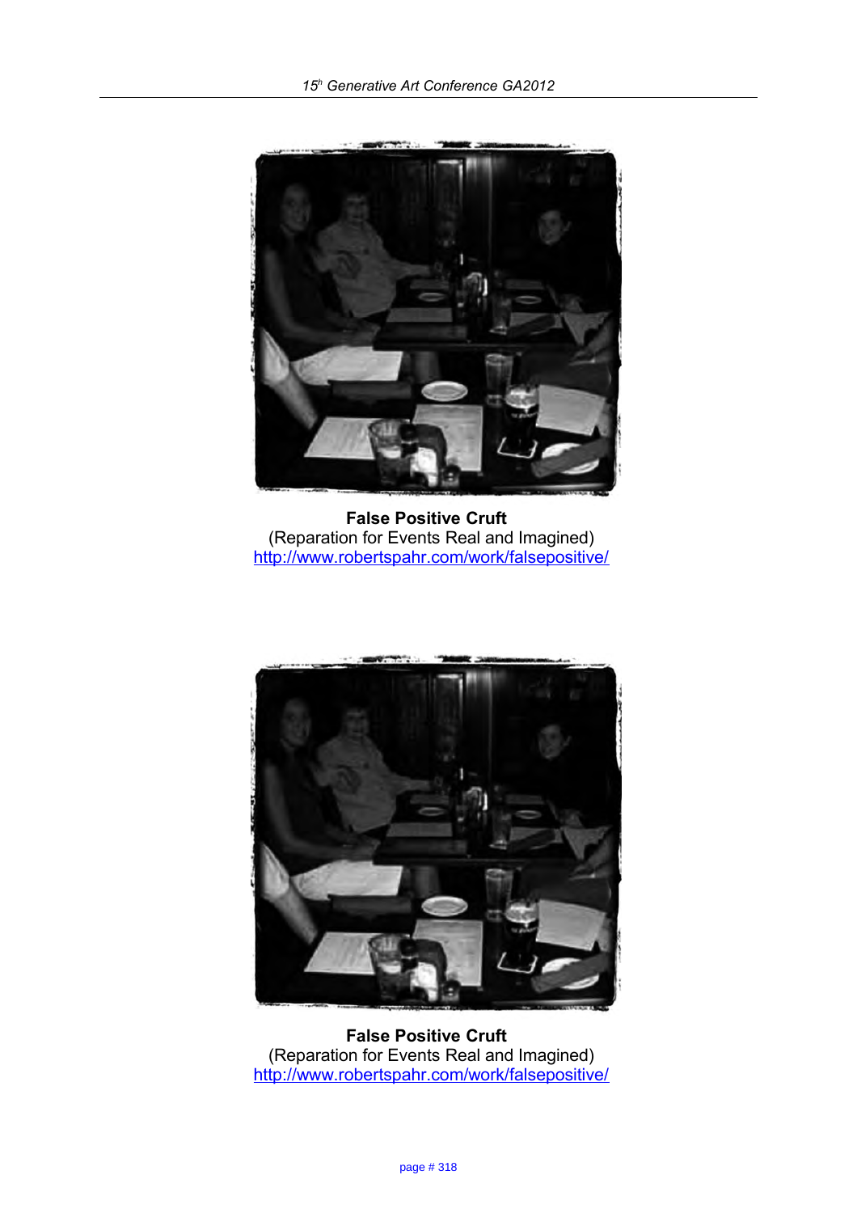**False Positive Cruft**
(Reparation for Events Real and Imagined)
http://www.robertspahr.com/work/falsepositive/

**False Positive Cruft**
(Reparation for Events Real and Imagined)
http://www.robertspahr.com/work/falsepositive/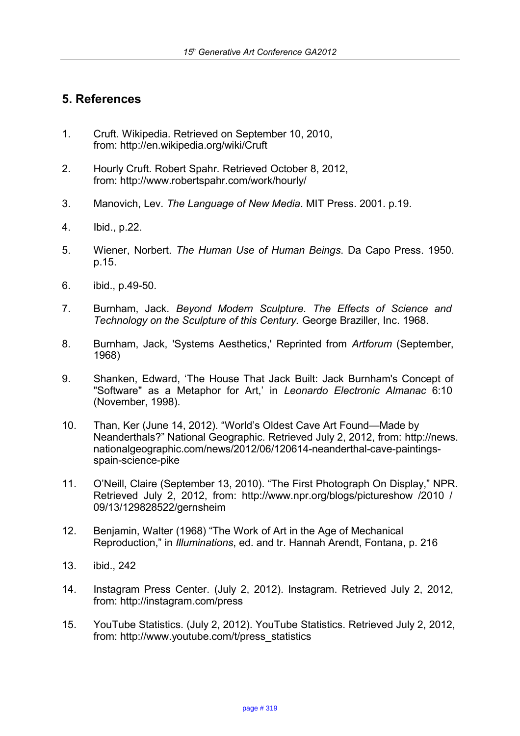## 5. References

1. Cruft. Wikipedia. Retrieved on September 10, 2010, from: http://en.wikipedia.org/wiki/Cruft

2. Hourly Cruft. Robert Spahr. Retrieved October 8, 2012, from: http://www.robertspahr.com/work/hourly/

3. Manovich, Lev. *The Language of New Media*. MIT Press. 2001. p.19.

4. Ibid., p.22.

5. Wiener, Norbert. *The Human Use of Human Beings*. Da Capo Press. 1950. p.15.

6. ibid., p.49-50.

7. Burnham, Jack. *Beyond Modern Sculpture. The Effects of Science and Technology on the Sculpture of this Century.* George Braziller, Inc. 1968.

8. Burnham, Jack, 'Systems Aesthetics,' Reprinted from *Artforum* (September, 1968)

9. Shanken, Edward, 'The House That Jack Built: Jack Burnham's Concept of "Software" as a Metaphor for Art,' in *Leonardo Electronic Almanac* 6:10 (November, 1998).

10. Than, Ker (June 14, 2012). "World's Oldest Cave Art Found—Made by Neanderthals?" National Geographic. Retrieved July 2, 2012, from: http://news.nationalgeographic.com/news/2012/06/120614-neanderthal-cave-paintings-spain-science-pike

11. O'Neill, Claire (September 13, 2010). "The First Photograph On Display," NPR. Retrieved July 2, 2012, from: http://www.npr.org/blogs/pictureshow /2010 / 09/13/129828522/gernsheim

12. Benjamin, Walter (1968) "The Work of Art in the Age of Mechanical Reproduction," in *Illuminations*, ed. and tr. Hannah Arendt, Fontana, p. 216

13. ibid., 242

14. Instagram Press Center. (July 2, 2012). Instagram. Retrieved July 2, 2012, from: http://instagram.com/press

15. YouTube Statistics. (July 2, 2012). YouTube Statistics. Retrieved July 2, 2012, from: http://www.youtube.com/t/press_statistics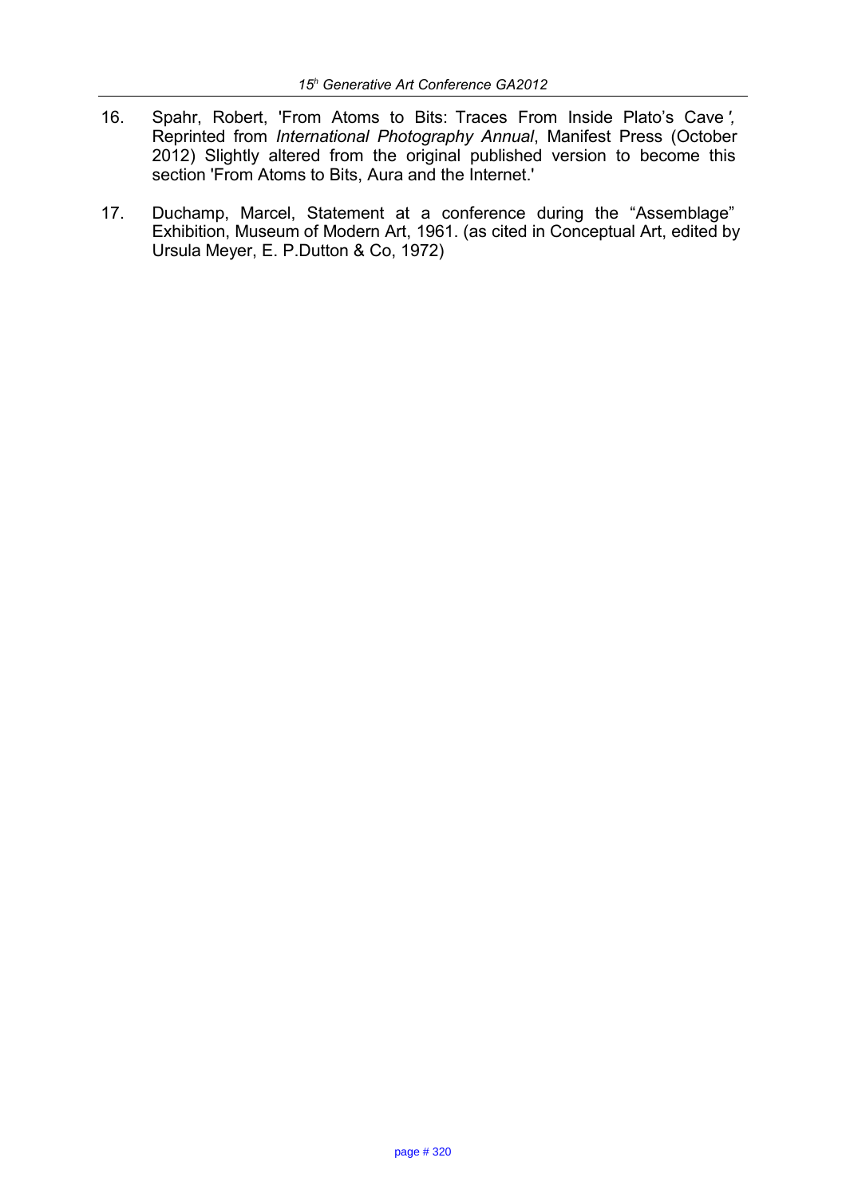16. Spahr, Robert, 'From Atoms to Bits: Traces From Inside Plato's Cave', Reprinted from *International Photography Annual*, Manifest Press (October 2012) Slightly altered from the original published version to become this section 'From Atoms to Bits, Aura and the Internet.'

17. Duchamp, Marcel, Statement at a conference during the "Assemblage" Exhibition, Museum of Modern Art, 1961. (as cited in Conceptual Art, edited by Ursula Meyer, E. P.Dutton & Co, 1972)